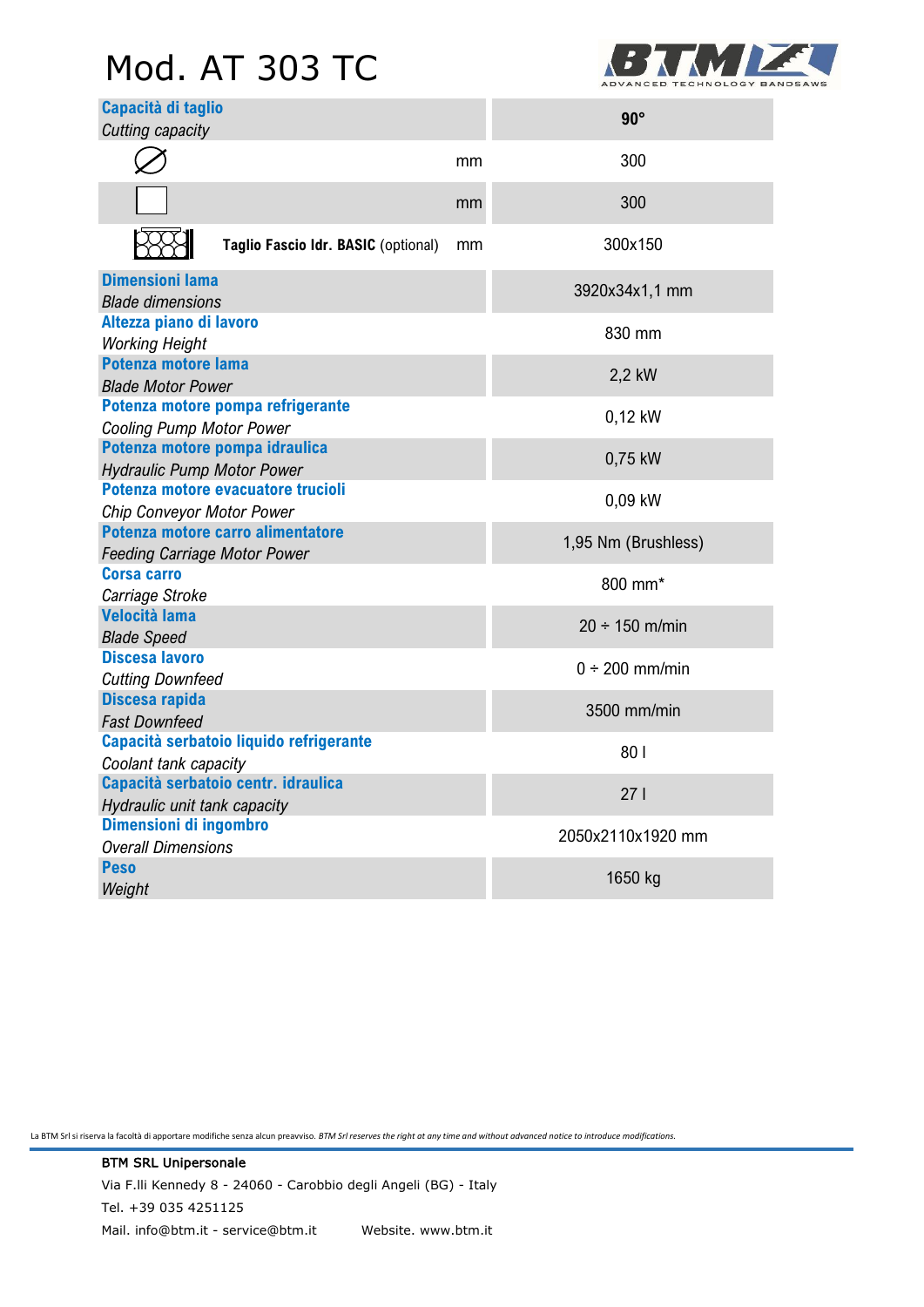# Mod. AT 303 TC

BTM ADVANCED TECHNOLOGY BANDSAWS

| **Capacità di taglio** *Cutting capacity* | | **90°** |
|---|---|---|
| ∅ | mm | 300 |
| □ | mm | 300 |
| **Taglio Fascio Idr. BASIC** (optional) | mm | 300x150 |
| **Dimensioni lama** *Blade dimensions* | | 3920x34x1,1 mm |
| **Altezza piano di lavoro** *Working Height* | | 830 mm |
| **Potenza motore lama** *Blade Motor Power* | | 2,2 kW |
| **Potenza motore pompa refrigerante** *Cooling Pump Motor Power* | | 0,12 kW |
| **Potenza motore pompa idraulica** *Hydraulic Pump Motor Power* | | 0,75 kW |
| **Potenza motore evacuatore trucioli** *Chip Conveyor Motor Power* | | 0,09 kW |
| **Potenza motore carro alimentatore** *Feeding Carriage Motor Power* | | 1,95 Nm (Brushless) |
| **Corsa carro** *Carriage Stroke* | | 800 mm* |
| **Velocità lama** *Blade Speed* | | 20 ÷ 150 m/min |
| **Discesa lavoro** *Cutting Downfeed* | | 0 ÷ 200 mm/min |
| **Discesa rapida** *Fast Downfeed* | | 3500 mm/min |
| **Capacità serbatoio liquido refrigerante** *Coolant tank capacity* | | 80 l |
| **Capacità serbatoio centr. idraulica** *Hydraulic unit tank capacity* | | 27 l |
| **Dimensioni di ingombro** *Overall Dimensions* | | 2050x2110x1920 mm |
| **Peso** *Weight* | | 1650 kg |

La BTM Srl si riserva la facoltà di apportare modifiche senza alcun preavviso. *BTM Srl reserves the right at any time and without advanced notice to introduce modifications.*

BTM SRL Unipersonale
Via F.lli Kennedy 8 - 24060 - Carobbio degli Angeli (BG) - Italy
Tel. +39 035 4251125
Mail. info@btm.it - service@btm.it Website. www.btm.it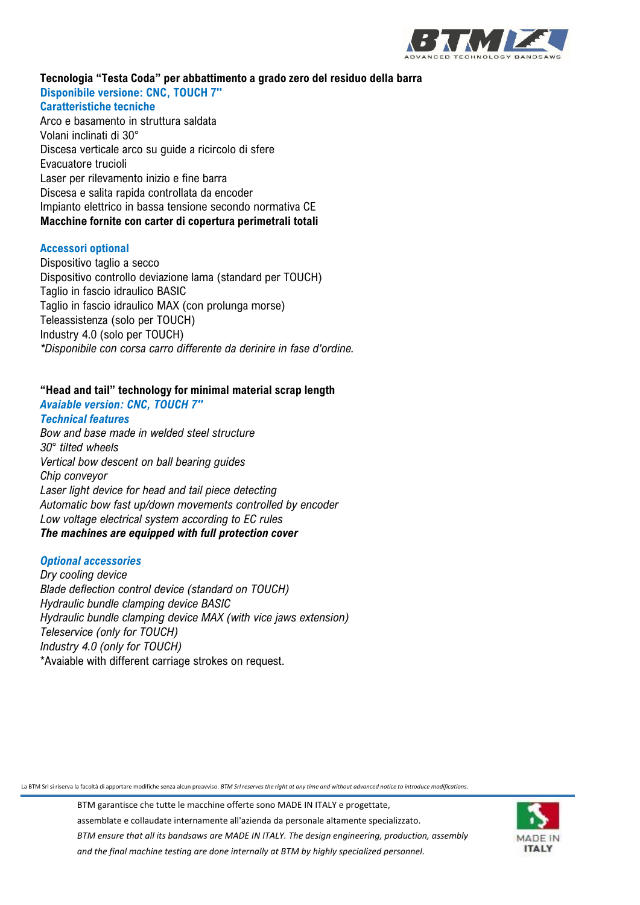**Tecnologia “Testa Coda” per abbattimento a grado zero del residuo della barra**

**Disponibile versione: CNC, TOUCH 7"**

**Caratteristiche tecniche**

Arco e basamento in struttura saldata
Volani inclinati di 30°
Discesa verticale arco su guide a ricircolo di sfere
Evacuatore trucioli
Laser per rilevamento inizio e fine barra
Discesa e salita rapida controllata da encoder
Impianto elettrico in bassa tensione secondo normativa CE
**Macchine fornite con carter di copertura perimetrali totali**

**Accessori optional**

Dispositivo taglio a secco
Dispositivo controllo deviazione lama (standard per TOUCH)
Taglio in fascio idraulico BASIC
Taglio in fascio idraulico MAX (con prolunga morse)
Teleassistenza (solo per TOUCH)
Industry 4.0 (solo per TOUCH)
*\*Disponibile con corsa carro differente da derinire in fase d'ordine.*

**“Head and tail” technology for minimal material scrap length**

***Avaiable version: CNC, TOUCH 7"***

***Technical features***

*Bow and base made in welded steel structure*
*30° tilted wheels*
*Vertical bow descent on ball bearing guides*
*Chip conveyor*
*Laser light device for head and tail piece detecting*
*Automatic bow fast up/down movements controlled by encoder*
*Low voltage electrical system according to EC rules*
***The machines are equipped with full protection cover***

***Optional accessories***

*Dry cooling device*
*Blade deflection control device (standard on TOUCH)*
*Hydraulic bundle clamping device BASIC*
*Hydraulic bundle clamping device MAX (with vice jaws extension)*
*Teleservice (only for TOUCH)*
*Industry 4.0 (only for TOUCH)*
*Avaiable with different carriage strokes on request.

La BTM Srl si riserva la facoltà di apportare modifiche senza alcun preavviso. *BTM Srl reserves the right at any time and without advanced notice to introduce modifications.*

BTM garantisce che tutte le macchine offerte sono MADE IN ITALY e progettate, assemblate e collaudate internamente all'azienda da personale altamente specializzato.
*BTM ensure that all its bandsaws are MADE IN ITALY. The design engineering, production, assembly and the final machine testing are done internally at BTM by highly specialized personnel.*